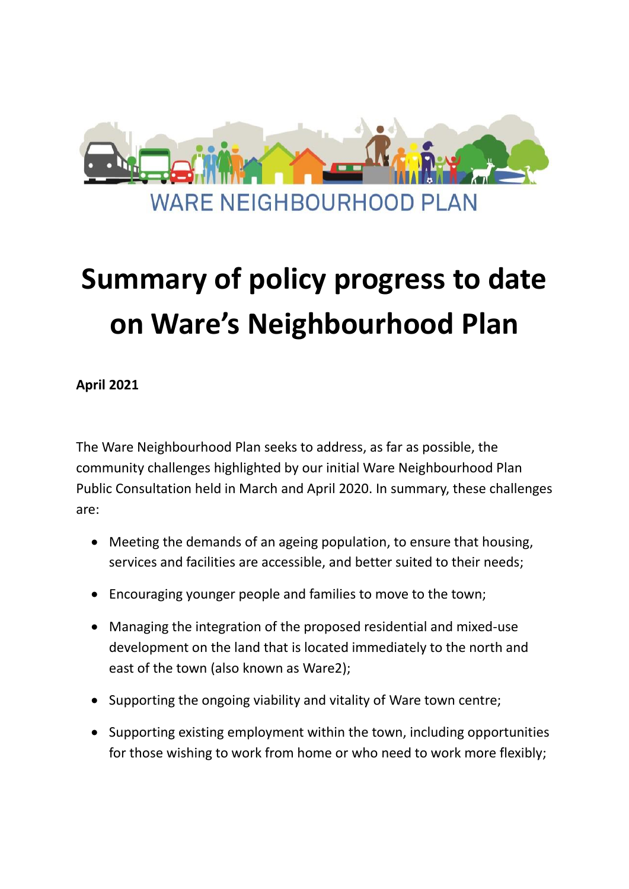WARE NEIGHBOURHOOD PLAN

# Summary of policy progress to date on Ware's Neighbourhood Plan

**April 2021**

The Ware Neighbourhood Plan seeks to address, as far as possible, the community challenges highlighted by our initial Ware Neighbourhood Plan Public Consultation held in March and April 2020. In summary, these challenges are:

- Meeting the demands of an ageing population, to ensure that housing, services and facilities are accessible, and better suited to their needs;
- Encouraging younger people and families to move to the town;
- Managing the integration of the proposed residential and mixed-use development on the land that is located immediately to the north and east of the town (also known as Ware2);
- Supporting the ongoing viability and vitality of Ware town centre;
- Supporting existing employment within the town, including opportunities for those wishing to work from home or who need to work more flexibly;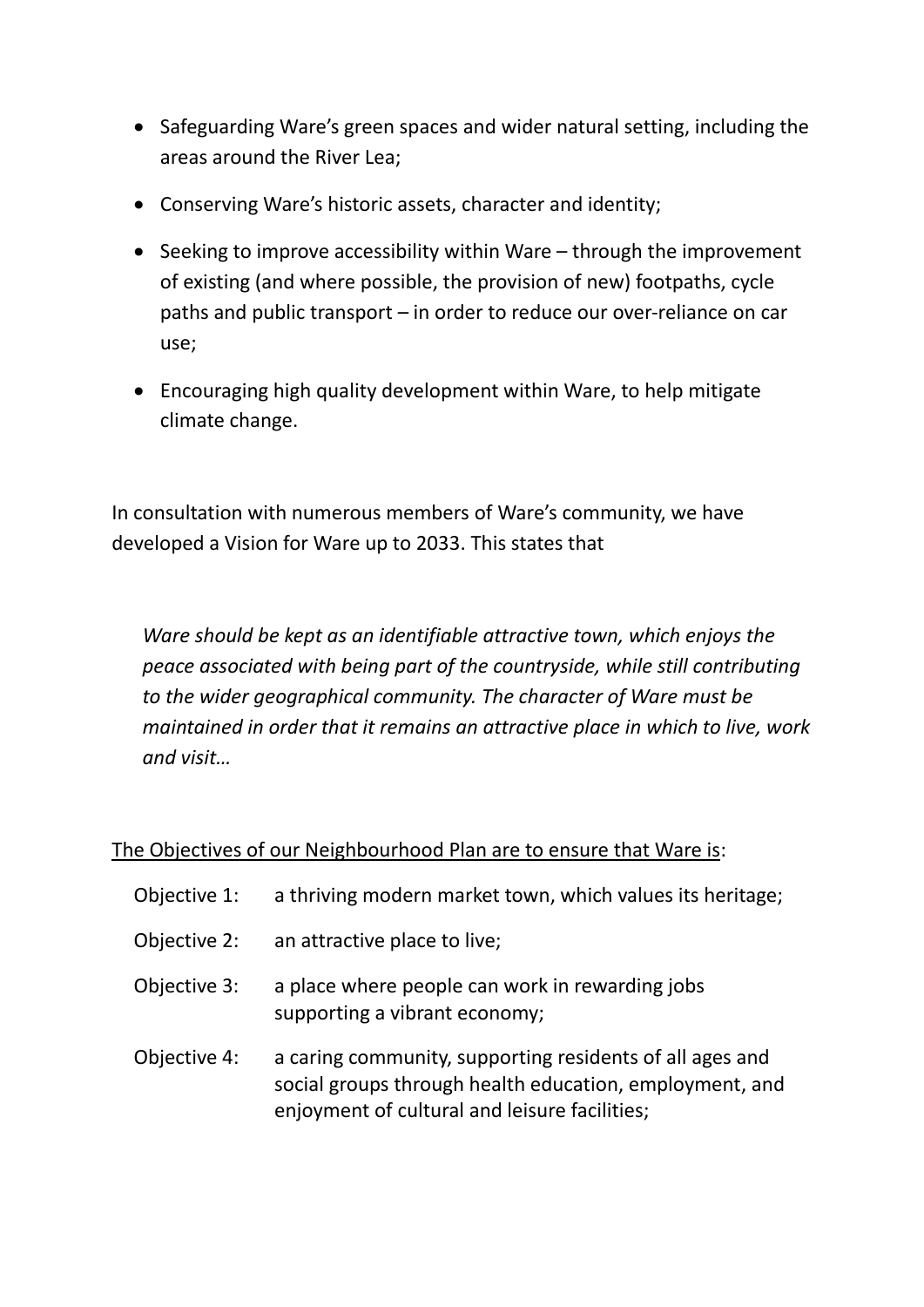- Safeguarding Ware's green spaces and wider natural setting, including the areas around the River Lea;
- Conserving Ware's historic assets, character and identity;
- Seeking to improve accessibility within Ware – through the improvement of existing (and where possible, the provision of new) footpaths, cycle paths and public transport – in order to reduce our over-reliance on car use;
- Encouraging high quality development within Ware, to help mitigate climate change.

In consultation with numerous members of Ware's community, we have developed a Vision for Ware up to 2033. This states that

> *Ware should be kept as an identifiable attractive town, which enjoys the peace associated with being part of the countryside, while still contributing to the wider geographical community. The character of Ware must be maintained in order that it remains an attractive place in which to live, work and visit…*

<u>The Objectives of our Neighbourhood Plan are to ensure that Ware is</u>:

Objective 1: a thriving modern market town, which values its heritage;

Objective 2: an attractive place to live;

Objective 3: a place where people can work in rewarding jobs supporting a vibrant economy;

Objective 4: a caring community, supporting residents of all ages and social groups through health education, employment, and enjoyment of cultural and leisure facilities;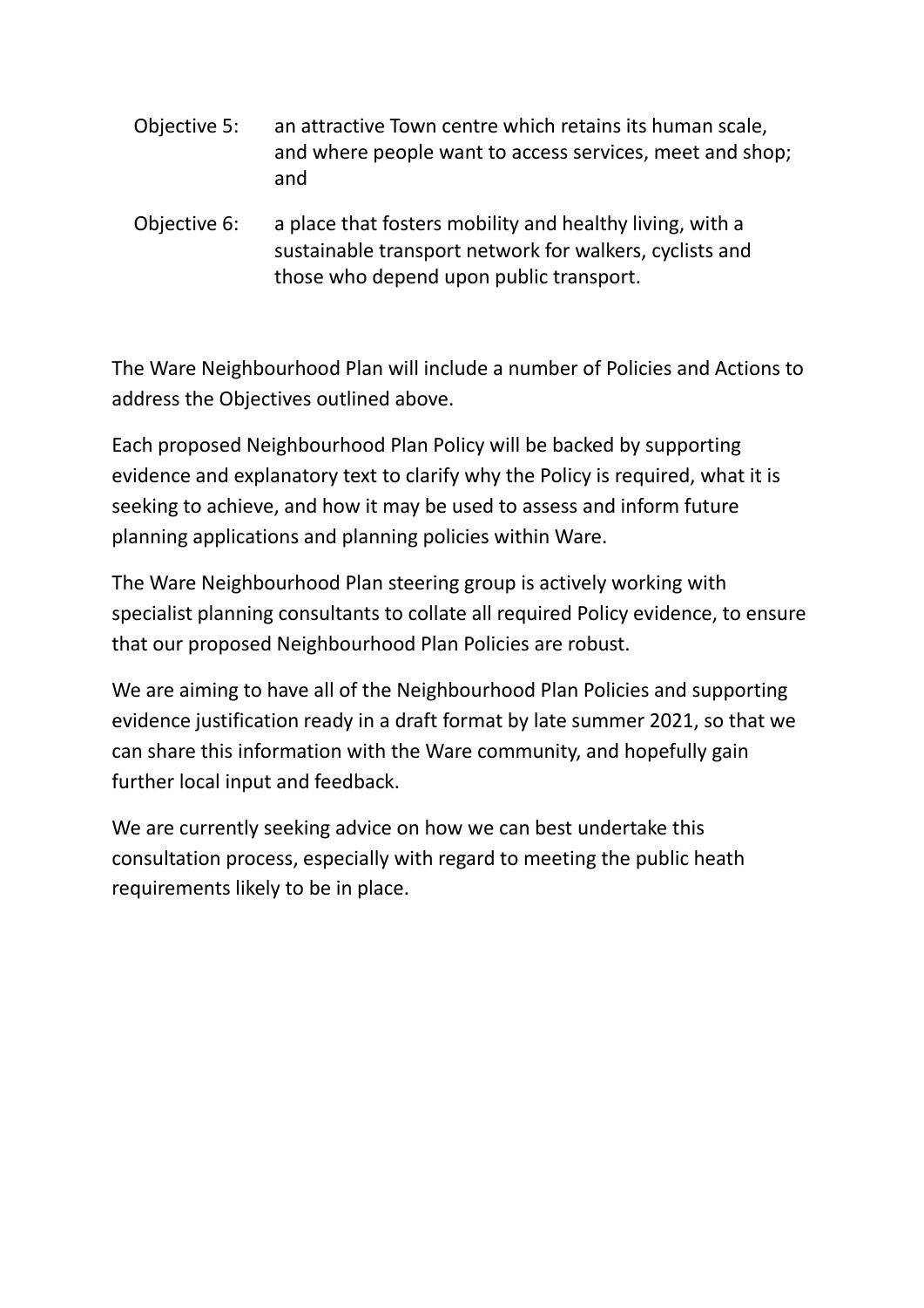Objective 5: an attractive Town centre which retains its human scale, and where people want to access services, meet and shop; and

Objective 6: a place that fosters mobility and healthy living, with a sustainable transport network for walkers, cyclists and those who depend upon public transport.

The Ware Neighbourhood Plan will include a number of Policies and Actions to address the Objectives outlined above.

Each proposed Neighbourhood Plan Policy will be backed by supporting evidence and explanatory text to clarify why the Policy is required, what it is seeking to achieve, and how it may be used to assess and inform future planning applications and planning policies within Ware.

The Ware Neighbourhood Plan steering group is actively working with specialist planning consultants to collate all required Policy evidence, to ensure that our proposed Neighbourhood Plan Policies are robust.

We are aiming to have all of the Neighbourhood Plan Policies and supporting evidence justification ready in a draft format by late summer 2021, so that we can share this information with the Ware community, and hopefully gain further local input and feedback.

We are currently seeking advice on how we can best undertake this consultation process, especially with regard to meeting the public heath requirements likely to be in place.